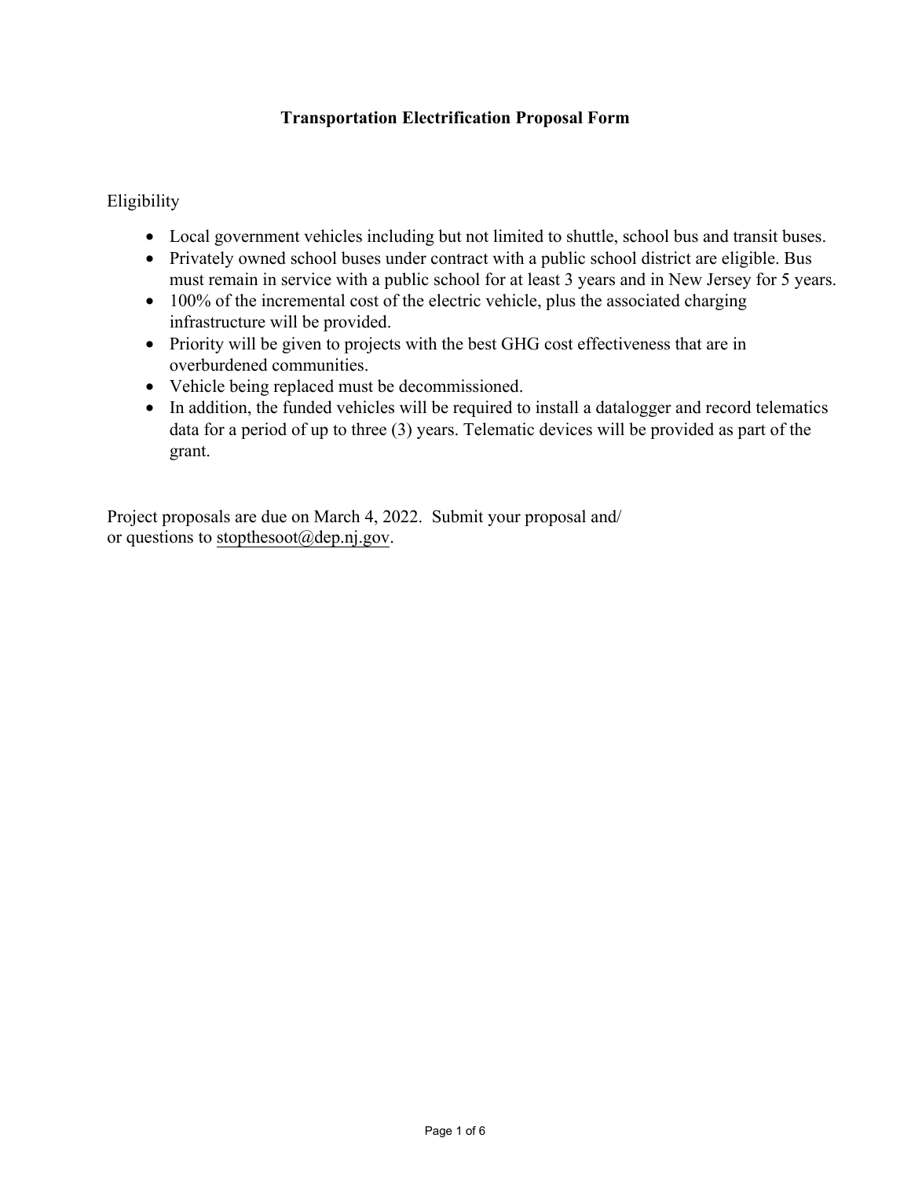# Transportation Electrification Proposal Form

Eligibility

- Local government vehicles including but not limited to shuttle, school bus and transit buses.
- Privately owned school buses under contract with a public school district are eligible. Bus must remain in service with a public school for at least 3 years and in New Jersey for 5 years.
- 100% of the incremental cost of the electric vehicle, plus the associated charging infrastructure will be provided.
- Priority will be given to projects with the best GHG cost effectiveness that are in overburdened communities.
- Vehicle being replaced must be decommissioned.
- In addition, the funded vehicles will be required to install a datalogger and record telematics data for a period of up to three (3) years. Telematic devices will be provided as part of the grant.

Project proposals are due on March 4, 2022. Submit your proposal and/ or questions to stopthesoot@dep.nj.gov.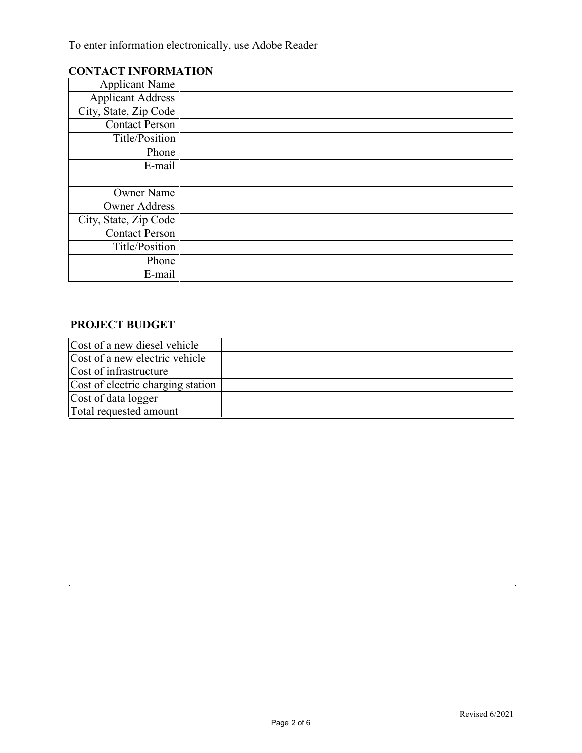To enter information electronically, use Adobe Reader

## CONTACT INFORMATION

| | |
|---|---|
| Applicant Name | |
| Applicant Address | |
| City, State, Zip Code | |
| Contact Person | |
| Title/Position | |
| Phone | |
| E-mail | |
| | |
| Owner Name | |
| Owner Address | |
| City, State, Zip Code | |
| Contact Person | |
| Title/Position | |
| Phone | |
| E-mail | |

## PROJECT BUDGET

| | |
|---|---|
| Cost of a new diesel vehicle | |
| Cost of a new electric vehicle | |
| Cost of infrastructure | |
| Cost of electric charging station | |
| Cost of data logger | |
| Total requested amount | |

Revised 6/2021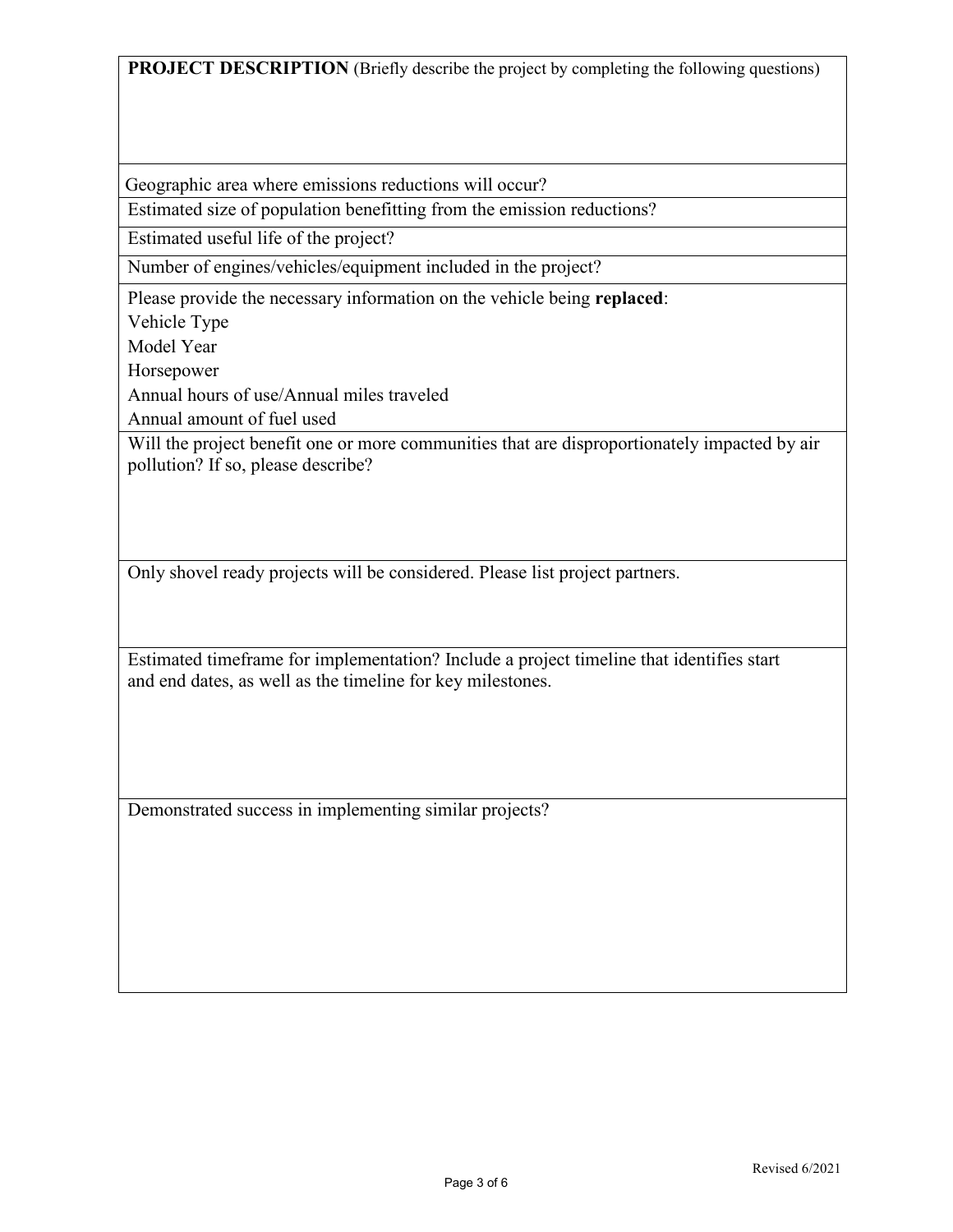**PROJECT DESCRIPTION** (Briefly describe the project by completing the following questions)

Geographic area where emissions reductions will occur?

Estimated size of population benefitting from the emission reductions?

Estimated useful life of the project?

Number of engines/vehicles/equipment included in the project?

Please provide the necessary information on the vehicle being **replaced**:

Vehicle Type

Model Year

Horsepower

Annual hours of use/Annual miles traveled

Annual amount of fuel used

Will the project benefit one or more communities that are disproportionately impacted by air pollution? If so, please describe?

Only shovel ready projects will be considered. Please list project partners.

Estimated timeframe for implementation? Include a project timeline that identifies start and end dates, as well as the timeline for key milestones.

Demonstrated success in implementing similar projects?

Revised 6/2021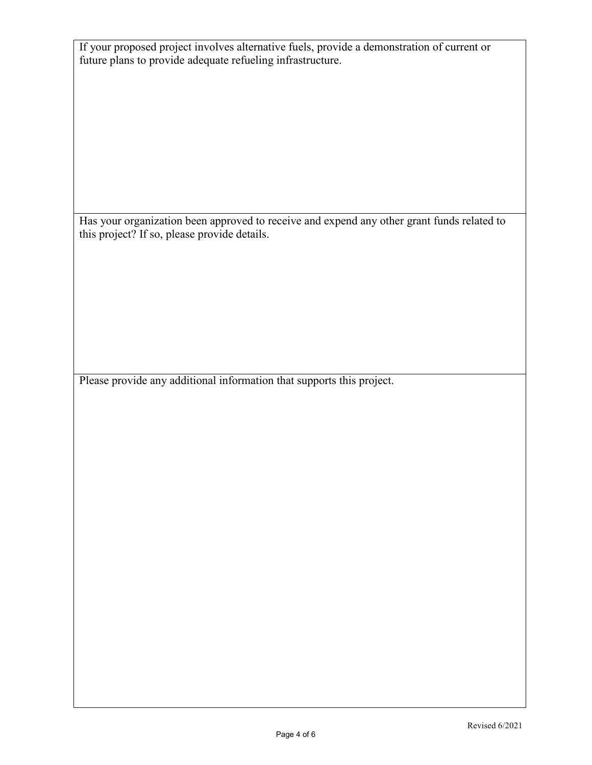If your proposed project involves alternative fuels, provide a demonstration of current or future plans to provide adequate refueling infrastructure.

Has your organization been approved to receive and expend any other grant funds related to this project? If so, please provide details.

Please provide any additional information that supports this project.

Revised 6/2021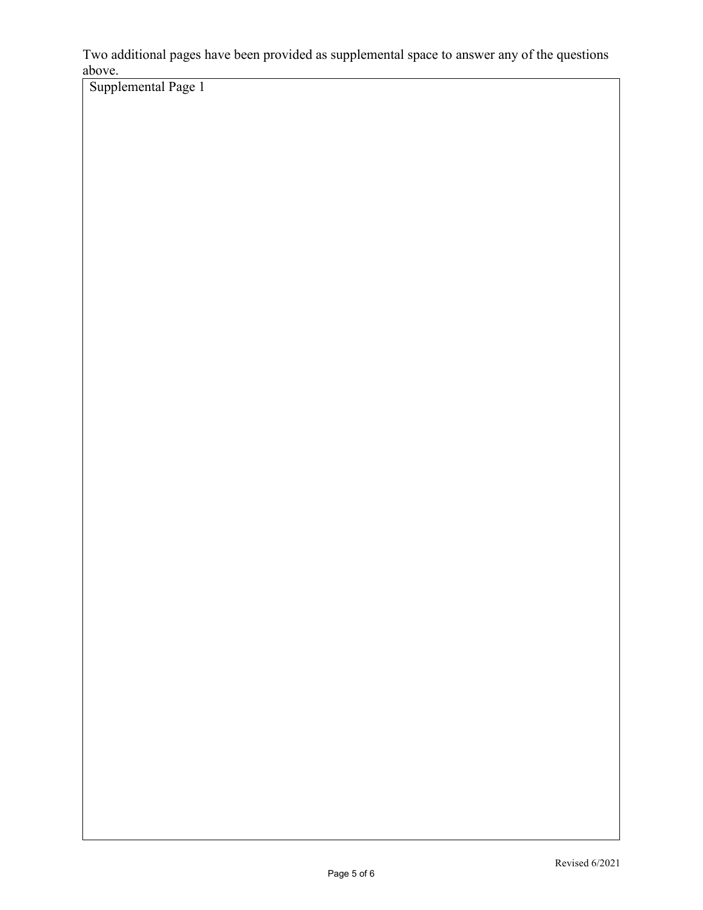Two additional pages have been provided as supplemental space to answer any of the questions above.

Supplemental Page 1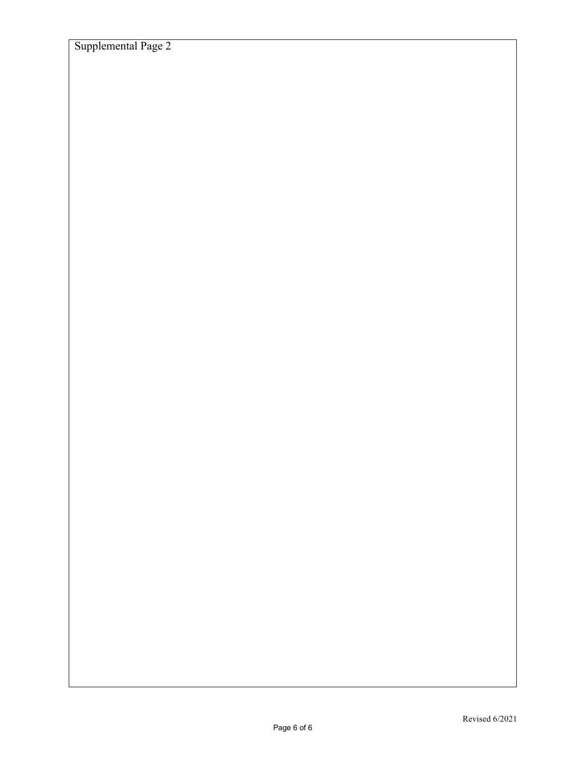Supplemental Page 2